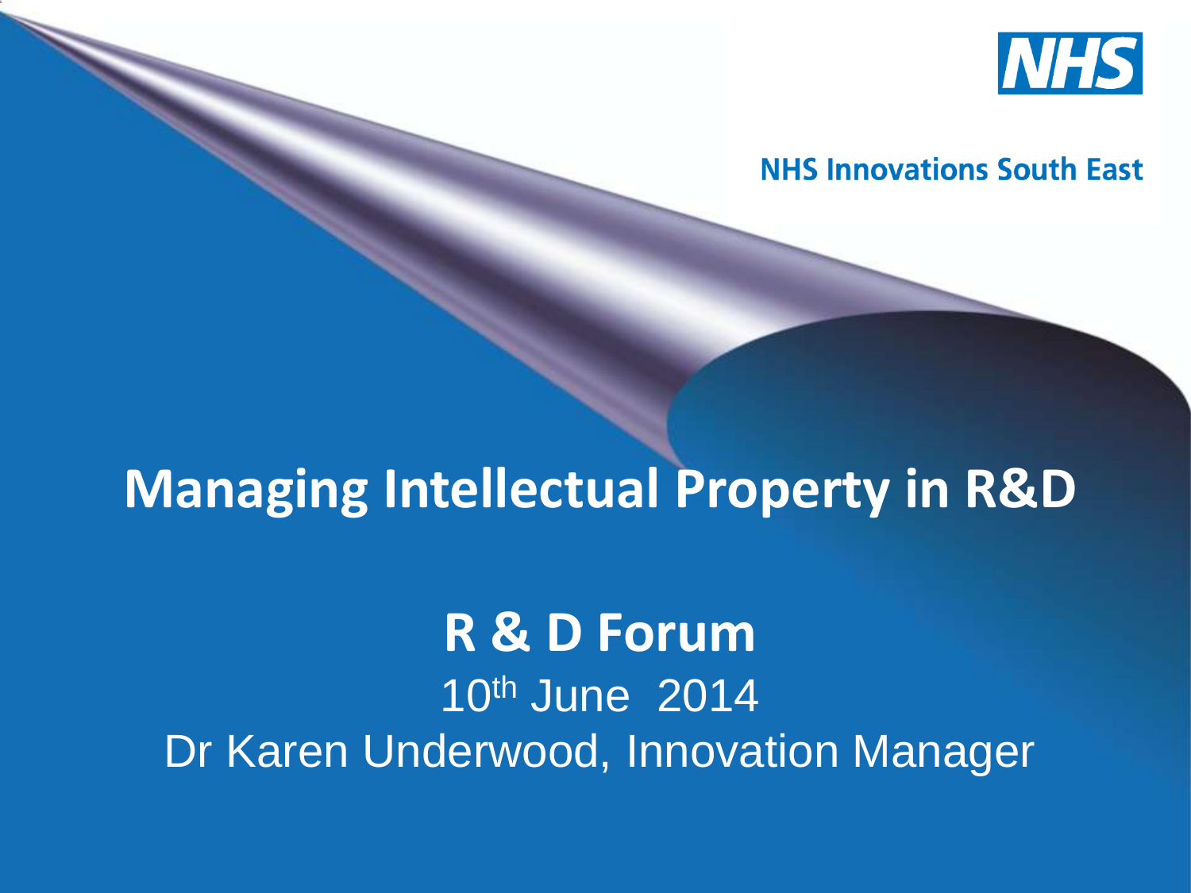NHS

NHS Innovations South East

# Managing Intellectual Property in R&D

## R & D Forum

10th June 2014

Dr Karen Underwood, Innovation Manager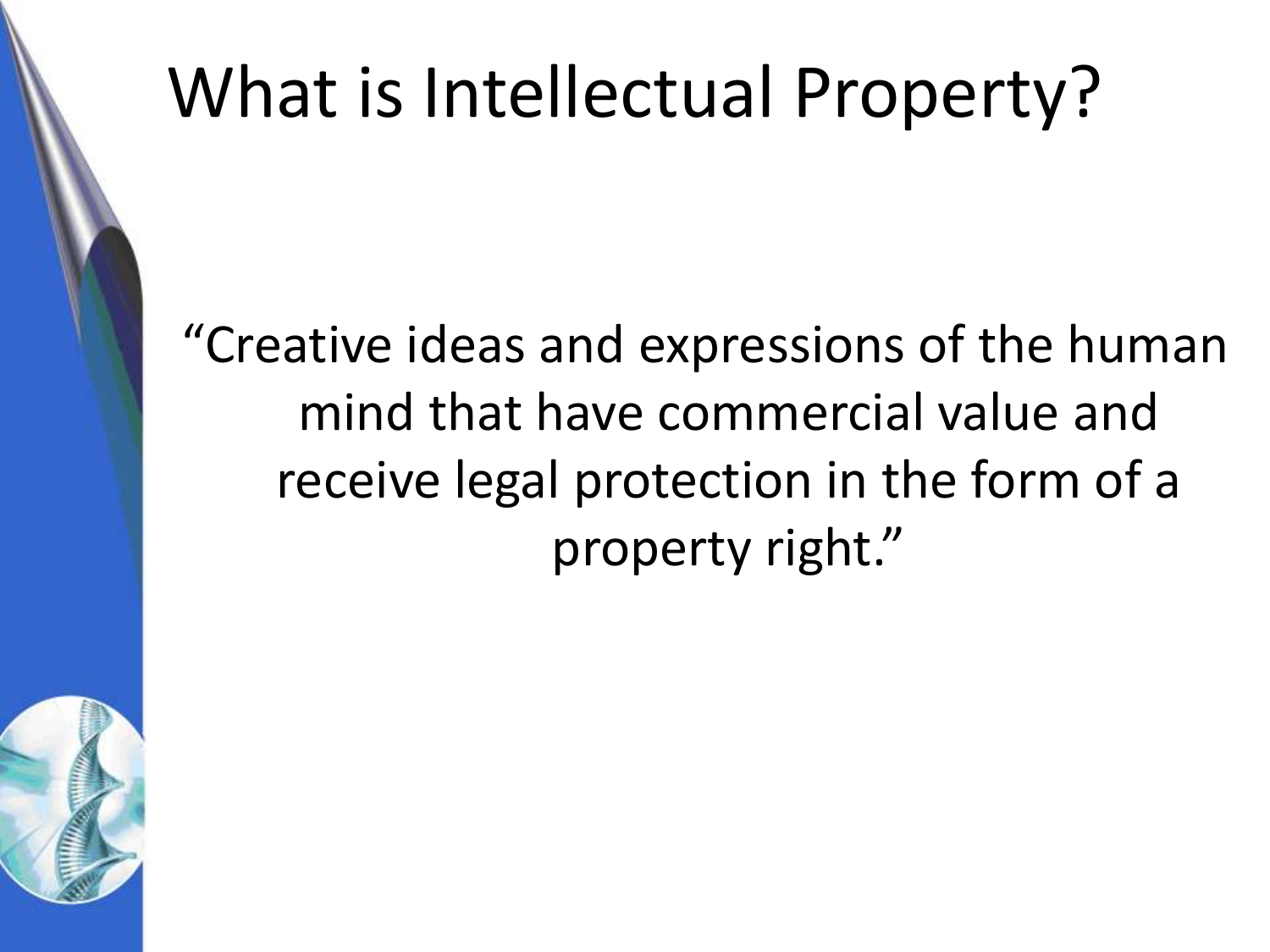# What is Intellectual Property?

"Creative ideas and expressions of the human mind that have commercial value and receive legal protection in the form of a property right."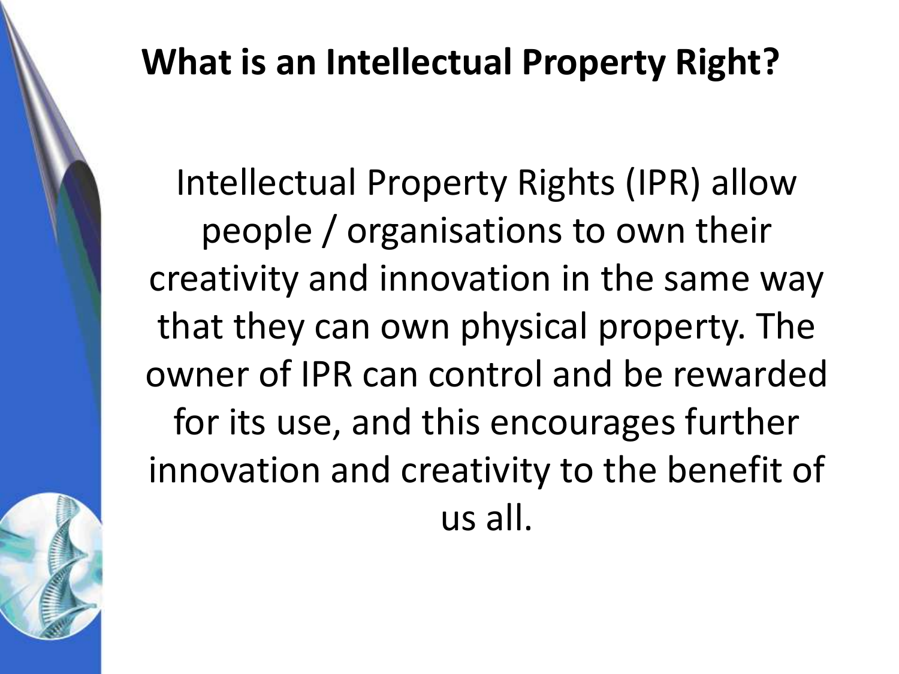# What is an Intellectual Property Right?

Intellectual Property Rights (IPR) allow people / organisations to own their creativity and innovation in the same way that they can own physical property. The owner of IPR can control and be rewarded for its use, and this encourages further innovation and creativity to the benefit of us all.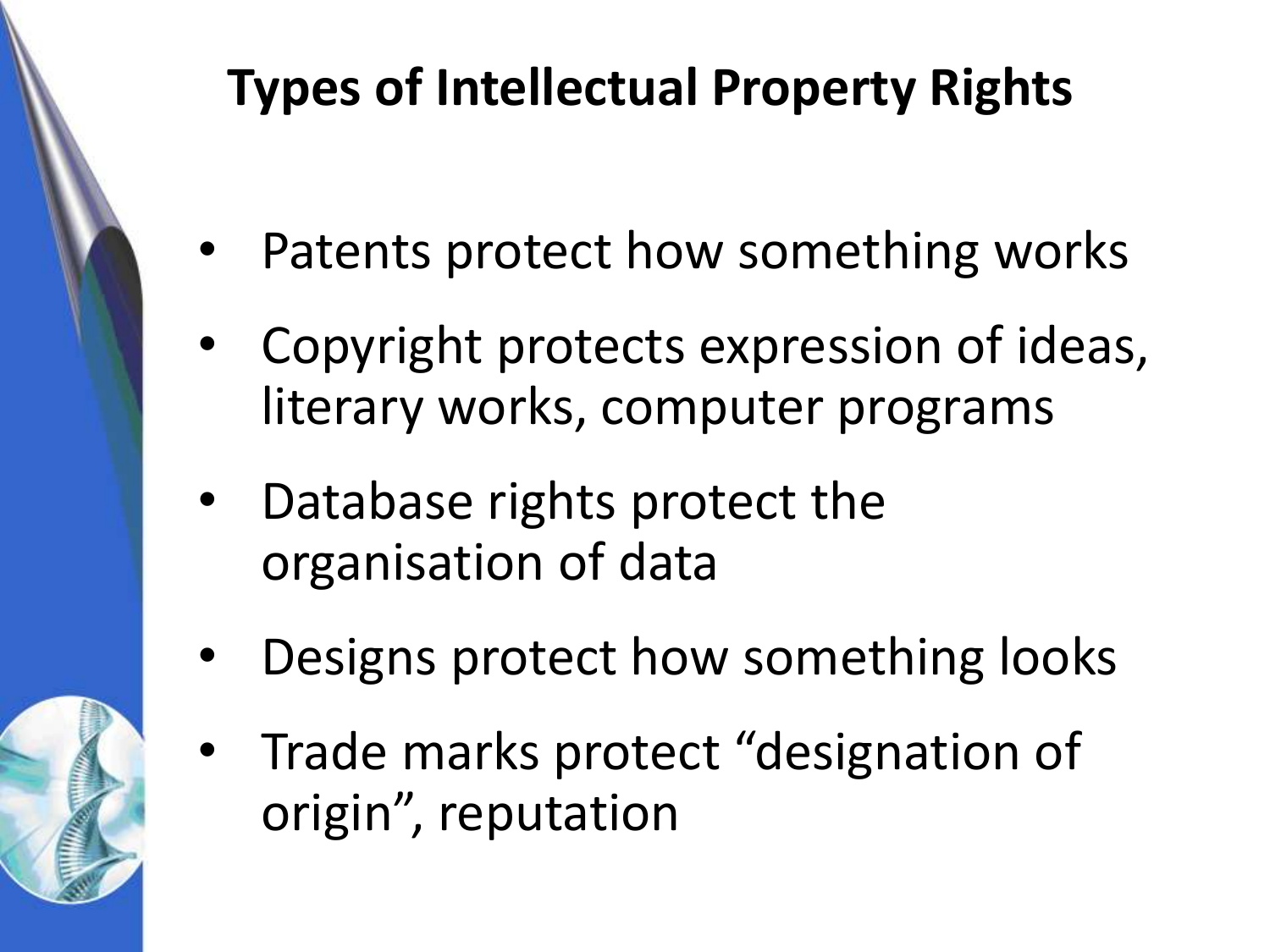# Types of Intellectual Property Rights

- Patents protect how something works
- Copyright protects expression of ideas, literary works, computer programs
- Database rights protect the organisation of data
- Designs protect how something looks
- Trade marks protect "designation of origin", reputation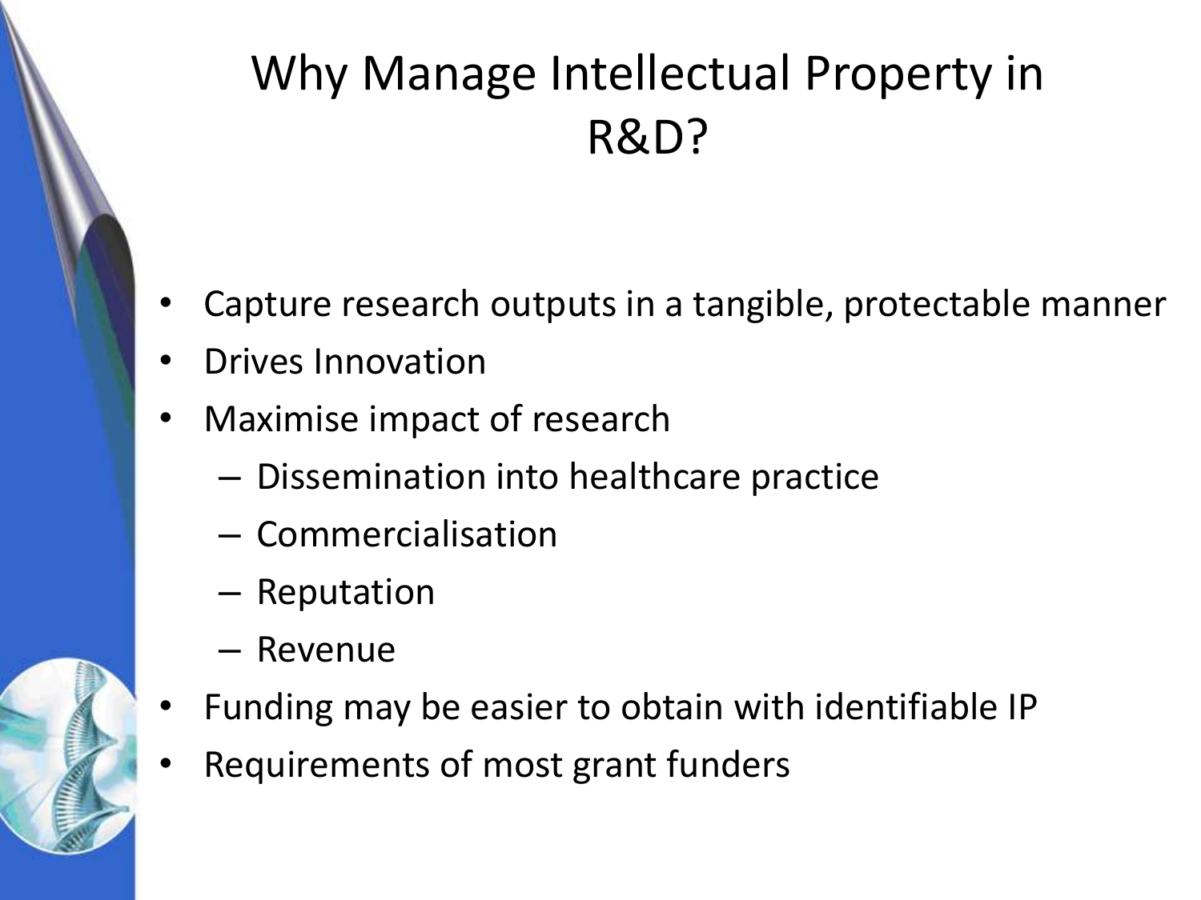# Why Manage Intellectual Property in R&D?

- Capture research outputs in a tangible, protectable manner
- Drives Innovation
- Maximise impact of research
  - Dissemination into healthcare practice
  - Commercialisation
  - Reputation
  - Revenue
- Funding may be easier to obtain with identifiable IP
- Requirements of most grant funders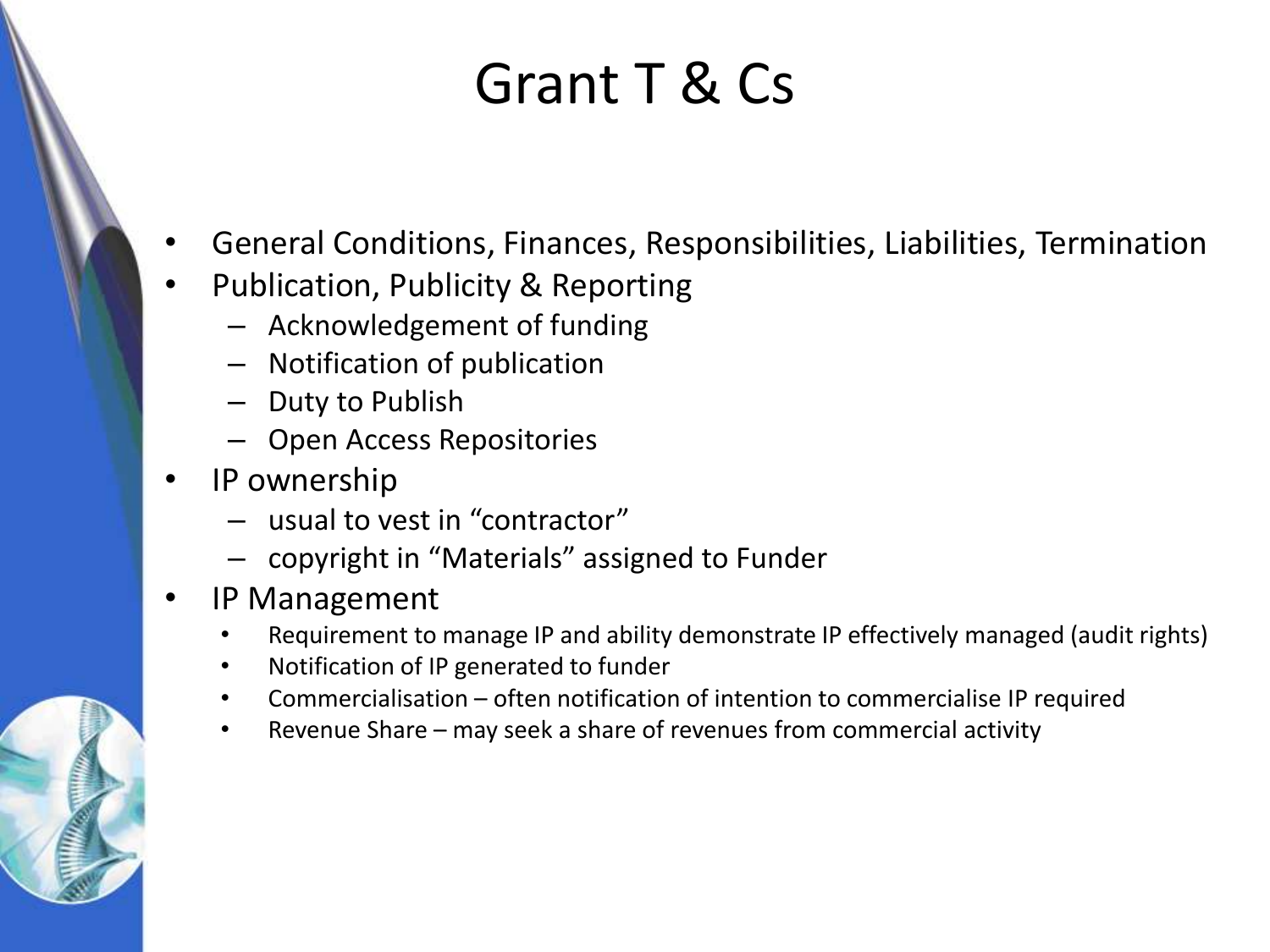# Grant T & Cs

- General Conditions, Finances, Responsibilities, Liabilities, Termination
- Publication, Publicity & Reporting
  - Acknowledgement of funding
  - Notification of publication
  - Duty to Publish
  - Open Access Repositories
- IP ownership
  - usual to vest in "contractor"
  - copyright in "Materials" assigned to Funder
- IP Management
  - Requirement to manage IP and ability demonstrate IP effectively managed (audit rights)
  - Notification of IP generated to funder
  - Commercialisation – often notification of intention to commercialise IP required
  - Revenue Share – may seek a share of revenues from commercial activity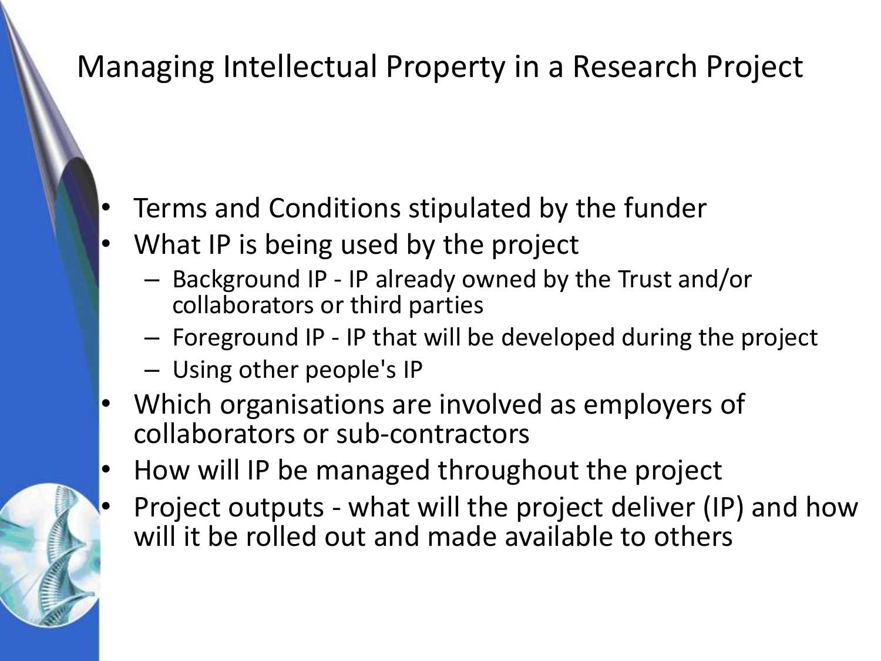# Managing Intellectual Property in a Research Project

- Terms and Conditions stipulated by the funder
- What IP is being used by the project
  - Background IP - IP already owned by the Trust and/or collaborators or third parties
  - Foreground IP - IP that will be developed during the project
  - Using other people's IP
- Which organisations are involved as employers of collaborators or sub-contractors
- How will IP be managed throughout the project
- Project outputs - what will the project deliver (IP) and how will it be rolled out and made available to others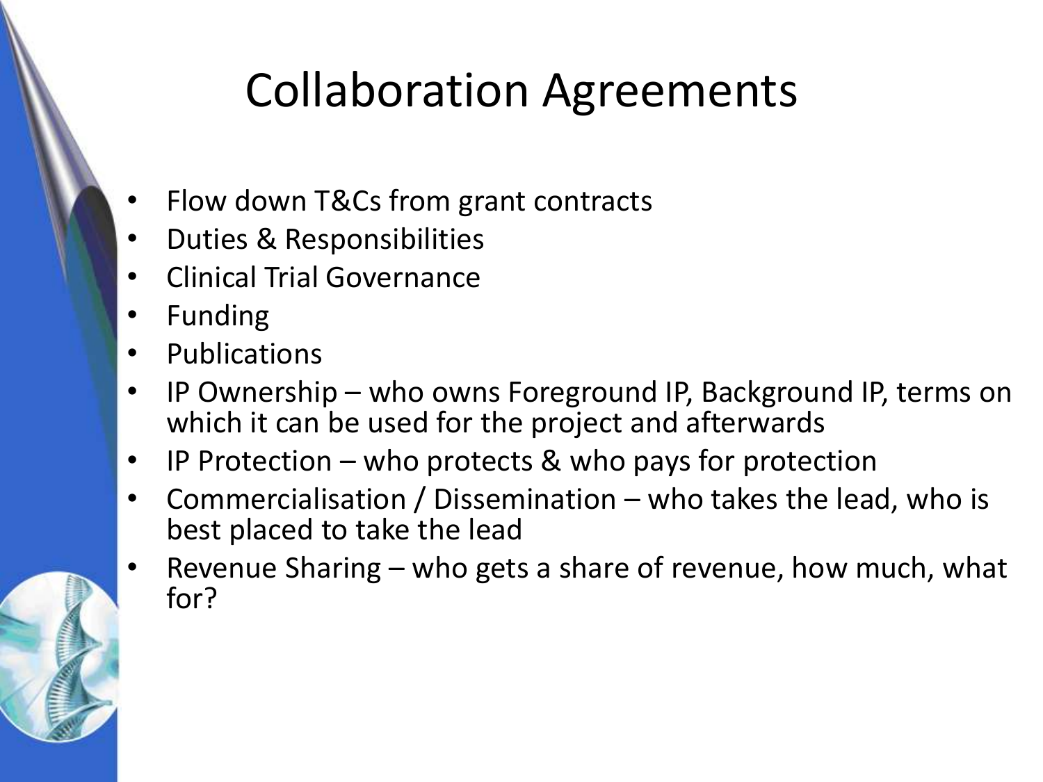# Collaboration Agreements

- Flow down T&Cs from grant contracts
- Duties & Responsibilities
- Clinical Trial Governance
- Funding
- Publications
- IP Ownership – who owns Foreground IP, Background IP, terms on which it can be used for the project and afterwards
- IP Protection – who protects & who pays for protection
- Commercialisation / Dissemination – who takes the lead, who is best placed to take the lead
- Revenue Sharing – who gets a share of revenue, how much, what for?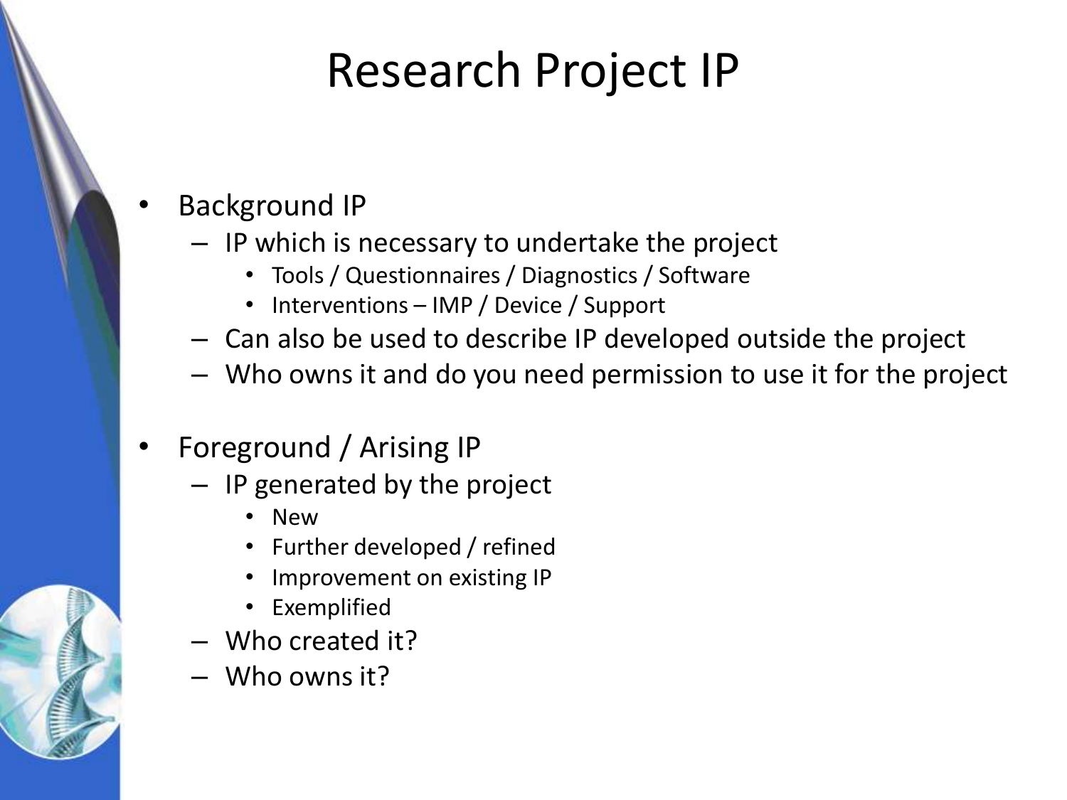# Research Project IP

- Background IP
  - IP which is necessary to undertake the project
    - Tools / Questionnaires / Diagnostics / Software
    - Interventions – IMP / Device / Support
  - Can also be used to describe IP developed outside the project
  - Who owns it and do you need permission to use it for the project

- Foreground / Arising IP
  - IP generated by the project
    - New
    - Further developed / refined
    - Improvement on existing IP
    - Exemplified
  - Who created it?
  - Who owns it?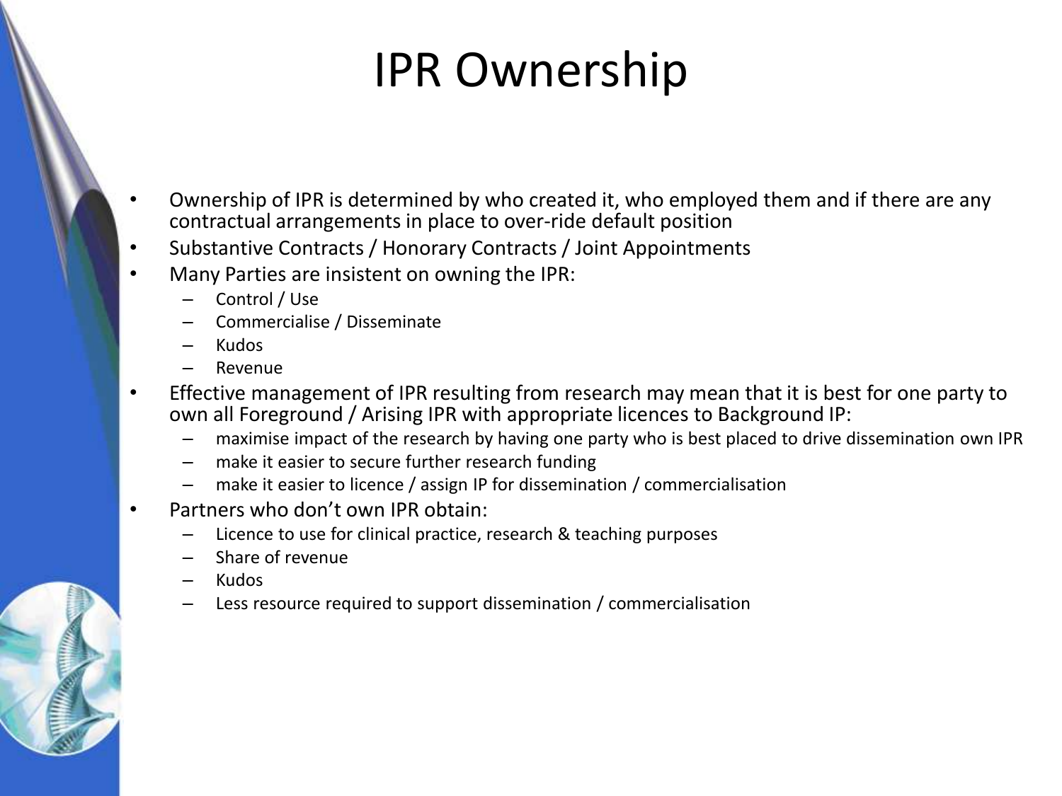# IPR Ownership

- Ownership of IPR is determined by who created it, who employed them and if there are any contractual arrangements in place to over-ride default position
- Substantive Contracts / Honorary Contracts / Joint Appointments
- Many Parties are insistent on owning the IPR:
  - Control / Use
  - Commercialise / Disseminate
  - Kudos
  - Revenue
- Effective management of IPR resulting from research may mean that it is best for one party to own all Foreground / Arising IPR with appropriate licences to Background IP:
  - maximise impact of the research by having one party who is best placed to drive dissemination own IPR
  - make it easier to secure further research funding
  - make it easier to licence / assign IP for dissemination / commercialisation
- Partners who don't own IPR obtain:
  - Licence to use for clinical practice, research & teaching purposes
  - Share of revenue
  - Kudos
  - Less resource required to support dissemination / commercialisation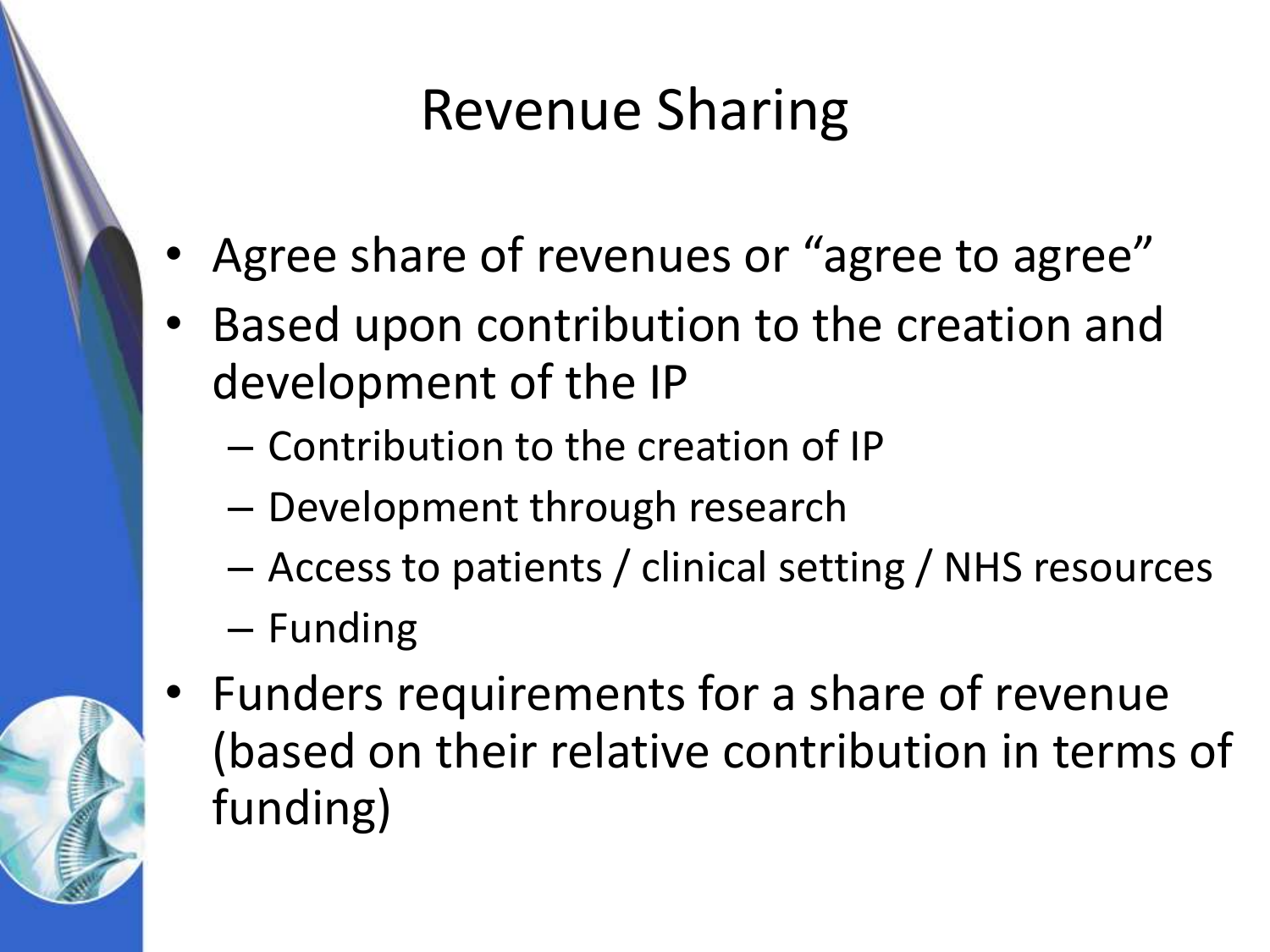# Revenue Sharing

- Agree share of revenues or "agree to agree"
- Based upon contribution to the creation and development of the IP
  - Contribution to the creation of IP
  - Development through research
  - Access to patients / clinical setting / NHS resources
  - Funding
- Funders requirements for a share of revenue (based on their relative contribution in terms of funding)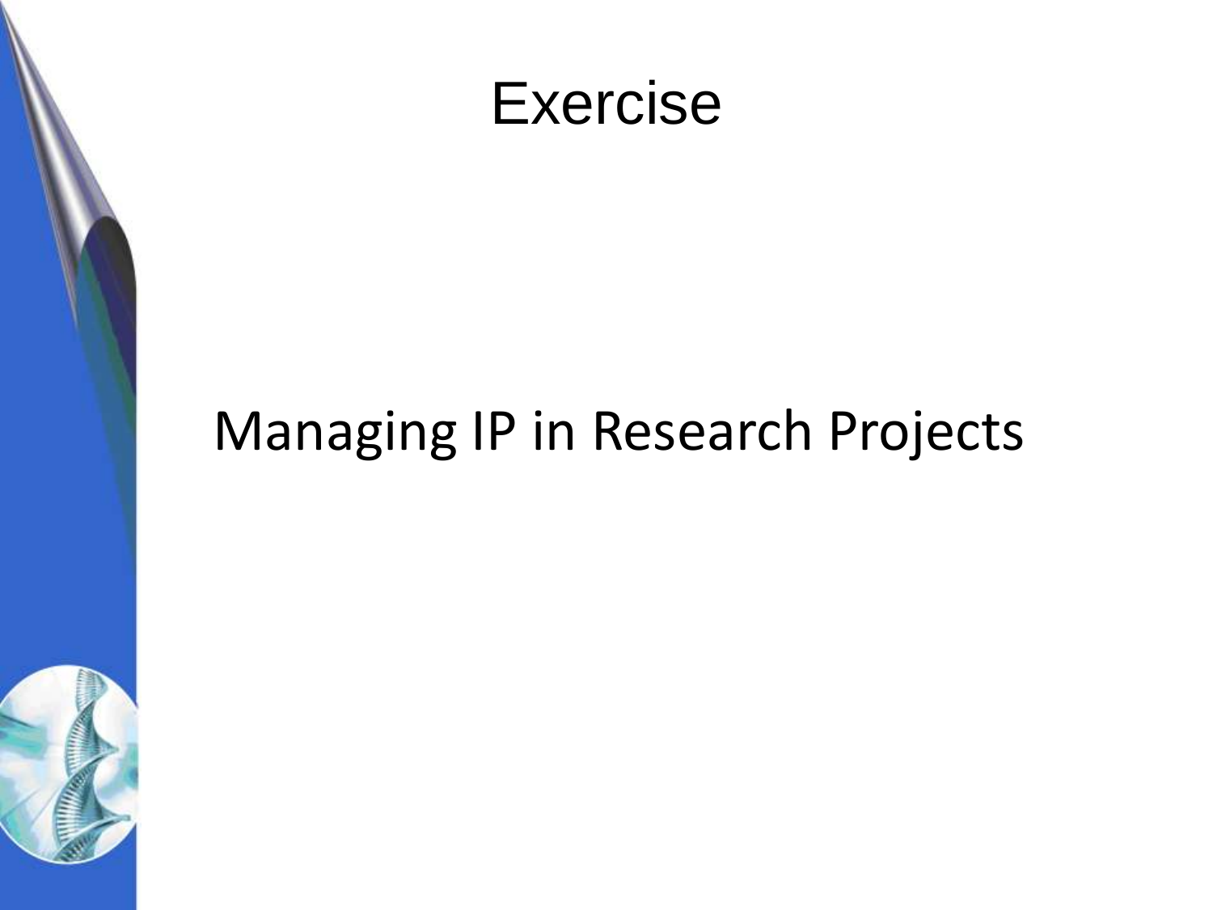# Exercise

Managing IP in Research Projects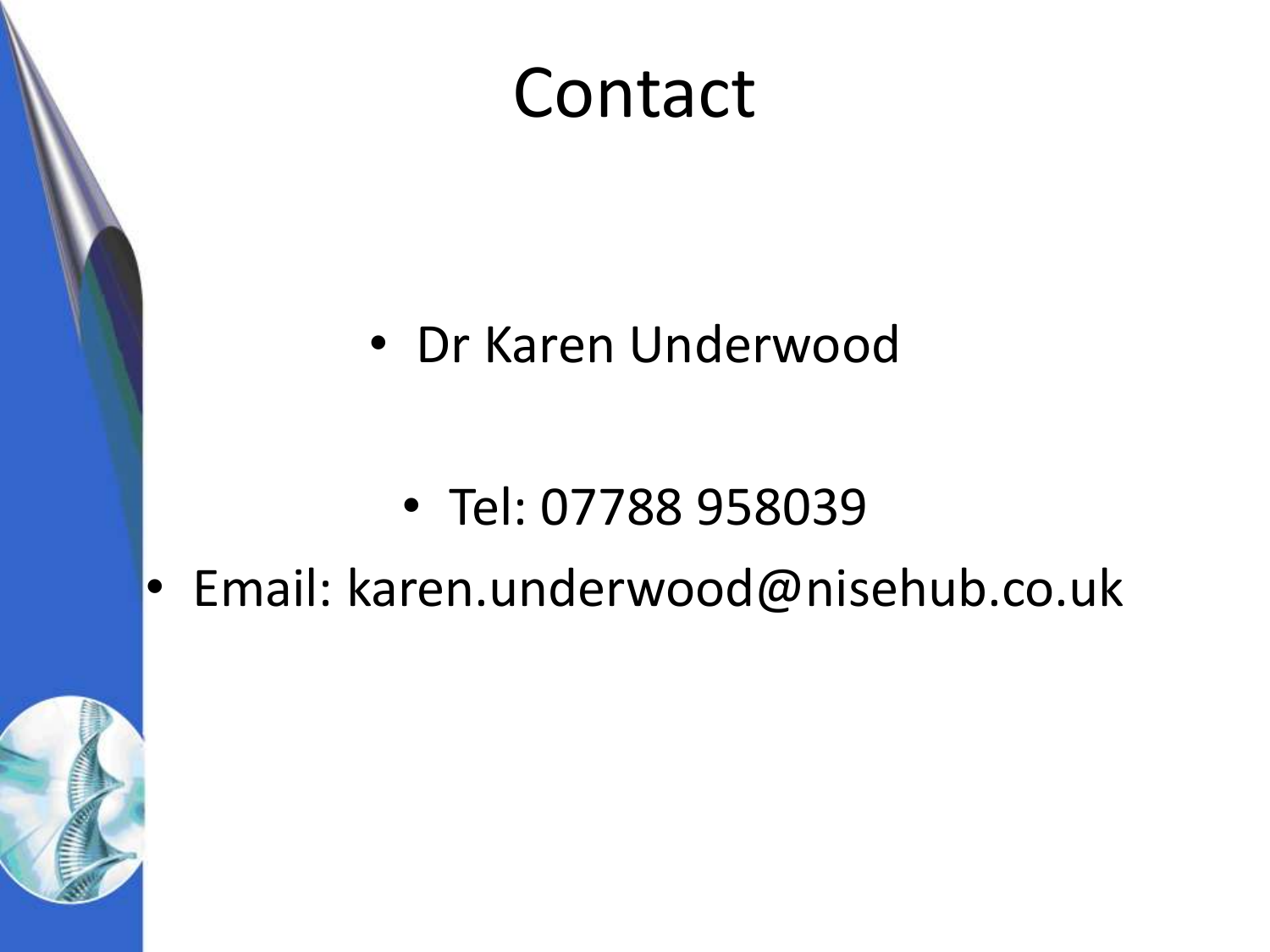# Contact

- Dr Karen Underwood

- Tel: 07788 958039
- Email: karen.underwood@nisehub.co.uk